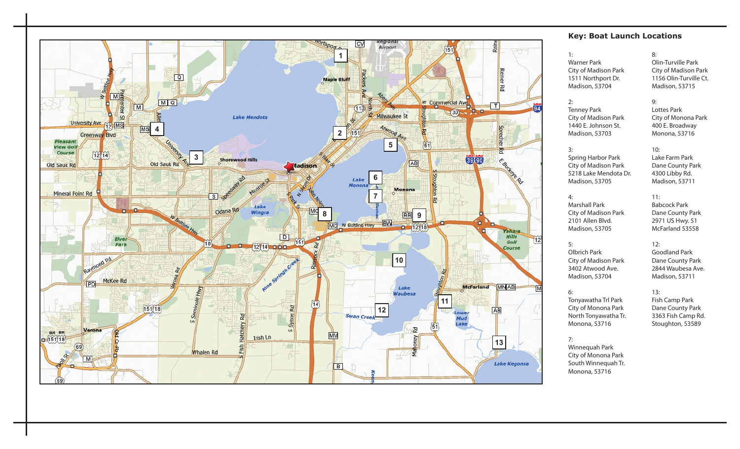## Key: Boat Launch Locations

1:
Warner Park
City of Madison Park
1511 Northport Dr.
Madison, 53704

2:
Tenney Park
City of Madison Park
1440 E. Johnson St.
Madison, 53703

3:
Spring Harbor Park
City of Madison Park
5218 Lake Mendota Dr.
Madison, 53705

4:
Marshall Park
City of Madison Park
2101 Allen Blvd.
Madison, 53705

5:
Olbrich Park
City of Madison Park
3402 Atwood Ave.
Madison, 53704

6:
Tonyawatha Trl Park
City of Monona Park
North Tonyawatha Tr.
Monona, 53716

7:
Winnequah Park
City of Monona Park
South Winnequah Tr.
Monona, 53716

8:
Olin-Turville Park
City of Madison Park
1156 Olin-Turville Ct.
Madison, 53715

9:
Lottes Park
City of Monona Park
400 E. Broadway
Monona, 53716

10:
Lake Farm Park
Dane County Park
4300 Libby Rd.
Madison, 53711

11:
Babcock Park
Dane County Park
2971 US Hwy. 51
McFarland 53558

12:
Goodland Park
Dane County Park
2844 Waubesa Ave.
Madison, 53711

13:
Fish Camp Park
Dane County Park
3363 Fish Camp Rd.
Stoughton, 53589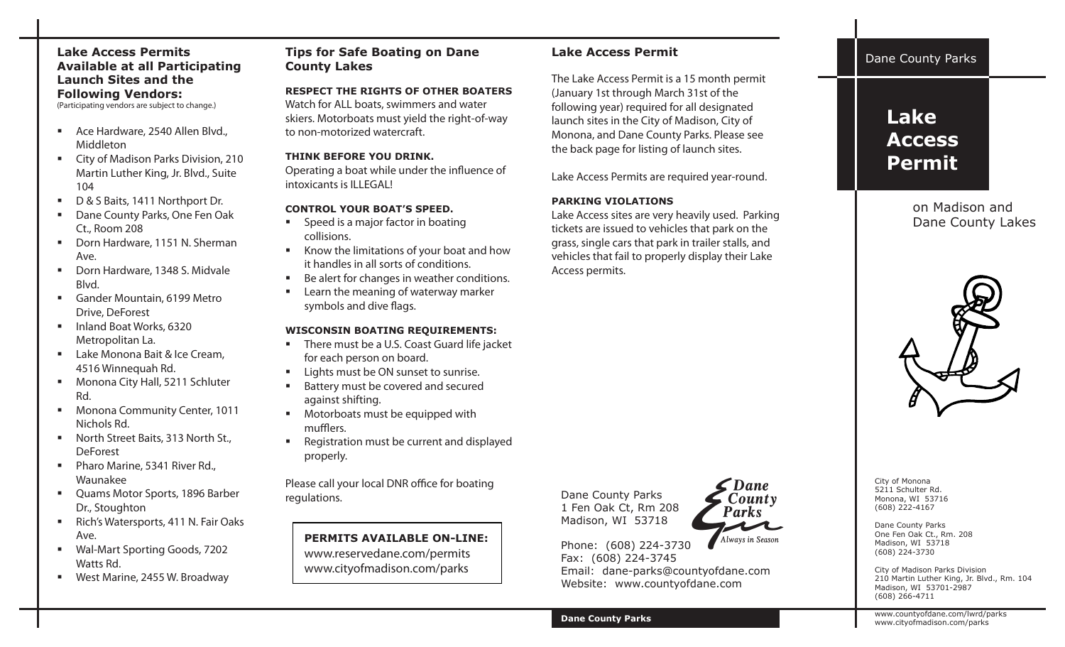## Lake Access Permits Available at all Participating Launch Sites and the Following Vendors:

(Participating vendors are subject to change.)

- Ace Hardware, 2540 Allen Blvd., Middleton
- City of Madison Parks Division, 210 Martin Luther King, Jr. Blvd., Suite 104
- D & S Baits, 1411 Northport Dr.
- Dane County Parks, One Fen Oak Ct., Room 208
- Dorn Hardware, 1151 N. Sherman Ave.
- Dorn Hardware, 1348 S. Midvale Blvd.
- Gander Mountain, 6199 Metro Drive, DeForest
- Inland Boat Works, 6320 Metropolitan La.
- Lake Monona Bait & Ice Cream, 4516 Winnequah Rd.
- Monona City Hall, 5211 Schluter Rd.
- Monona Community Center, 1011 Nichols Rd.
- North Street Baits, 313 North St., DeForest
- Pharo Marine, 5341 River Rd., Waunakee
- Quams Motor Sports, 1896 Barber Dr., Stoughton
- Rich's Watersports, 411 N. Fair Oaks Ave.
- Wal-Mart Sporting Goods, 7202 Watts Rd.
- West Marine, 2455 W. Broadway

## Tips for Safe Boating on Dane County Lakes

**RESPECT THE RIGHTS OF OTHER BOATERS**

Watch for ALL boats, swimmers and water skiers. Motorboats must yield the right-of-way to non-motorized watercraft.

**THINK BEFORE YOU DRINK.**

Operating a boat while under the influence of intoxicants is ILLEGAL!

**CONTROL YOUR BOAT'S SPEED.**

- Speed is a major factor in boating collisions.
- Know the limitations of your boat and how it handles in all sorts of conditions.
- Be alert for changes in weather conditions.
- Learn the meaning of waterway marker symbols and dive flags.

**WISCONSIN BOATING REQUIREMENTS:**

- There must be a U.S. Coast Guard life jacket for each person on board.
- Lights must be ON sunset to sunrise.
- Battery must be covered and secured against shifting.
- Motorboats must be equipped with mufflers.
- Registration must be current and displayed properly.

Please call your local DNR office for boating regulations.

**PERMITS AVAILABLE ON-LINE:**

www.reservedane.com/permits
www.cityofmadison.com/parks

## Lake Access Permit

The Lake Access Permit is a 15 month permit (January 1st through March 31st of the following year) required for all designated launch sites in the City of Madison, City of Monona, and Dane County Parks. Please see the back page for listing of launch sites.

Lake Access Permits are required year-round.

**PARKING VIOLATIONS**

Lake Access sites are very heavily used. Parking tickets are issued to vehicles that park on the grass, single cars that park in trailer stalls, and vehicles that fail to properly display their Lake Access permits.

Dane County Parks
1 Fen Oak Ct, Rm 208
Madison, WI 53718

Dane County Parks — Always in Season

Phone: (608) 224-3730
Fax: (608) 224-3745
Email: dane-parks@countyofdane.com
Website: www.countyofdane.com

Dane County Parks

# Lake Access Permit

on Madison and Dane County Lakes

City of Monona
5211 Schulter Rd.
Monona, WI 53716
(608) 222-4167

Dane County Parks
One Fen Oak Ct., Rm. 208
Madison, WI 53718
(608) 224-3730

City of Madison Parks Division
210 Martin Luther King, Jr. Blvd., Rm. 104
Madison, WI 53701-2987
(608) 266-4711

www.countyofdane.com/lwrd/parks
www.cityofmadison.com/parks